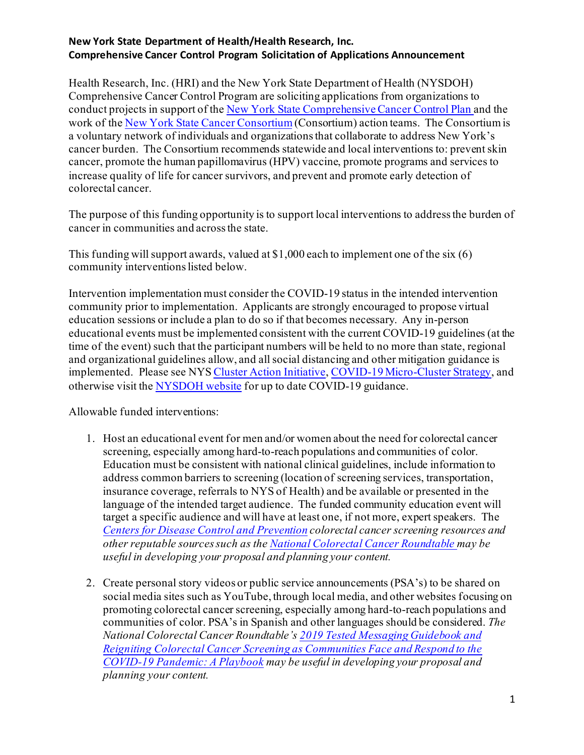**New York State Department of Health/Health Research, Inc.**
**Comprehensive Cancer Control Program Solicitation of Applications Announcement**

Health Research, Inc. (HRI) and the New York State Department of Health (NYSDOH) Comprehensive Cancer Control Program are soliciting applications from organizations to conduct projects in support of the New York State Comprehensive Cancer Control Plan and the work of the New York State Cancer Consortium (Consortium) action teams. The Consortium is a voluntary network of individuals and organizations that collaborate to address New York's cancer burden. The Consortium recommends statewide and local interventions to: prevent skin cancer, promote the human papillomavirus (HPV) vaccine, promote programs and services to increase quality of life for cancer survivors, and prevent and promote early detection of colorectal cancer.

The purpose of this funding opportunity is to support local interventions to address the burden of cancer in communities and across the state.

This funding will support awards, valued at $1,000 each to implement one of the six (6) community interventions listed below.

Intervention implementation must consider the COVID-19 status in the intended intervention community prior to implementation. Applicants are strongly encouraged to propose virtual education sessions or include a plan to do so if that becomes necessary. Any in-person educational events must be implemented consistent with the current COVID-19 guidelines (at the time of the event) such that the participant numbers will be held to no more than state, regional and organizational guidelines allow, and all social distancing and other mitigation guidance is implemented. Please see NYS Cluster Action Initiative, COVID-19 Micro-Cluster Strategy, and otherwise visit the NYSDOH website for up to date COVID-19 guidance.

Allowable funded interventions:

1. Host an educational event for men and/or women about the need for colorectal cancer screening, especially among hard-to-reach populations and communities of color. Education must be consistent with national clinical guidelines, include information to address common barriers to screening (location of screening services, transportation, insurance coverage, referrals to NYS of Health) and be available or presented in the language of the intended target audience. The funded community education event will target a specific audience and will have at least one, if not more, expert speakers. *The Centers for Disease Control and Prevention colorectal cancer screening resources and other reputable sources such as the National Colorectal Cancer Roundtable may be useful in developing your proposal and planning your content.*

2. Create personal story videos or public service announcements (PSA's) to be shared on social media sites such as YouTube, through local media, and other websites focusing on promoting colorectal cancer screening, especially among hard-to-reach populations and communities of color. PSA's in Spanish and other languages should be considered. *The National Colorectal Cancer Roundtable's 2019 Tested Messaging Guidebook and Reigniting Colorectal Cancer Screening as Communities Face and Respond to the COVID-19 Pandemic: A Playbook may be useful in developing your proposal and planning your content.*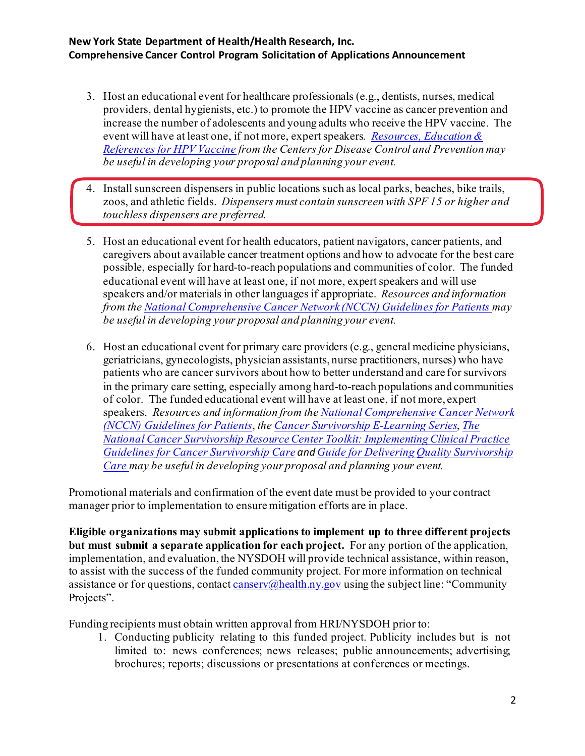3. Host an educational event for healthcare professionals (e.g., dentists, nurses, medical providers, dental hygienists, etc.) to promote the HPV vaccine as cancer prevention and increase the number of adolescents and young adults who receive the HPV vaccine. The event will have at least one, if not more, expert speakers. *Resources, Education & References for HPV Vaccine from the Centers for Disease Control and Prevention may be useful in developing your proposal and planning your event.*

4. Install sunscreen dispensers in public locations such as local parks, beaches, bike trails, zoos, and athletic fields. *Dispensers must contain sunscreen with SPF 15 or higher and touchless dispensers are preferred.*

5. Host an educational event for health educators, patient navigators, cancer patients, and caregivers about available cancer treatment options and how to advocate for the best care possible, especially for hard-to-reach populations and communities of color. The funded educational event will have at least one, if not more, expert speakers and will use speakers and/or materials in other languages if appropriate. *Resources and information from the National Comprehensive Cancer Network (NCCN) Guidelines for Patients may be useful in developing your proposal and planning your event.*

6. Host an educational event for primary care providers (e.g., general medicine physicians, geriatricians, gynecologists, physician assistants, nurse practitioners, nurses) who have patients who are cancer survivors about how to better understand and care for survivors in the primary care setting, especially among hard-to-reach populations and communities of color. The funded educational event will have at least one, if not more, expert speakers. *Resources and information from the National Comprehensive Cancer Network (NCCN) Guidelines for Patients, the Cancer Survivorship E-Learning Series, The National Cancer Survivorship Resource Center Toolkit: Implementing Clinical Practice Guidelines for Cancer Survivorship Care and Guide for Delivering Quality Survivorship Care may be useful in developing your proposal and planning your event.*

Promotional materials and confirmation of the event date must be provided to your contract manager prior to implementation to ensure mitigation efforts are in place.

**Eligible organizations may submit applications to implement up to three different projects but must submit a separate application for each project.** For any portion of the application, implementation, and evaluation, the NYSDOH will provide technical assistance, within reason, to assist with the success of the funded community project. For more information on technical assistance or for questions, contact canserv@health.ny.gov using the subject line: "Community Projects".

Funding recipients must obtain written approval from HRI/NYSDOH prior to:

1. Conducting publicity relating to this funded project. Publicity includes but is not limited to: news conferences; news releases; public announcements; advertising; brochures; reports; discussions or presentations at conferences or meetings.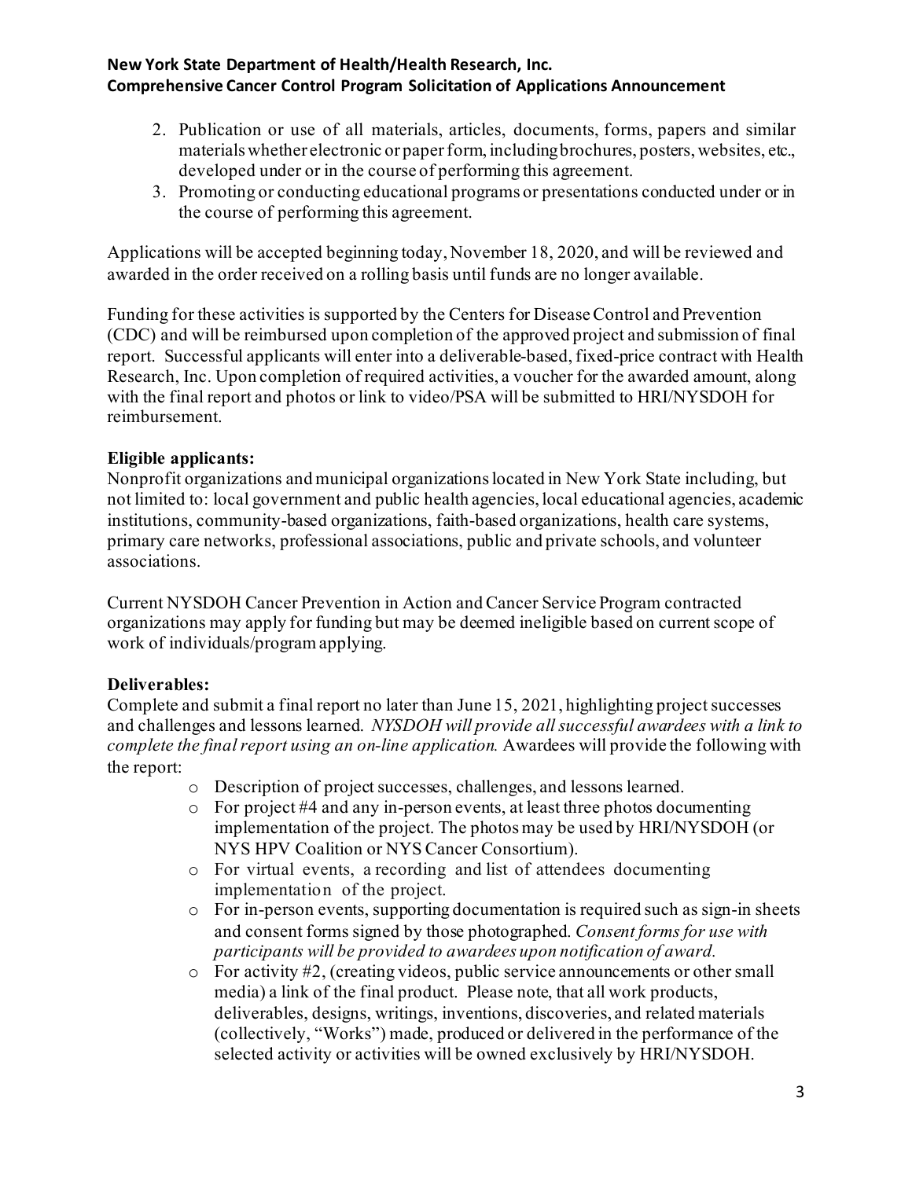2. Publication or use of all materials, articles, documents, forms, papers and similar materials whether electronic or paper form, including brochures, posters, websites, etc., developed under or in the course of performing this agreement.
3. Promoting or conducting educational programs or presentations conducted under or in the course of performing this agreement.

Applications will be accepted beginning today, November 18, 2020, and will be reviewed and awarded in the order received on a rolling basis until funds are no longer available.

Funding for these activities is supported by the Centers for Disease Control and Prevention (CDC) and will be reimbursed upon completion of the approved project and submission of final report. Successful applicants will enter into a deliverable-based, fixed-price contract with Health Research, Inc. Upon completion of required activities, a voucher for the awarded amount, along with the final report and photos or link to video/PSA will be submitted to HRI/NYSDOH for reimbursement.

**Eligible applicants:**
Nonprofit organizations and municipal organizations located in New York State including, but not limited to: local government and public health agencies, local educational agencies, academic institutions, community-based organizations, faith-based organizations, health care systems, primary care networks, professional associations, public and private schools, and volunteer associations.

Current NYSDOH Cancer Prevention in Action and Cancer Service Program contracted organizations may apply for funding but may be deemed ineligible based on current scope of work of individuals/program applying.

**Deliverables:**
Complete and submit a final report no later than June 15, 2021, highlighting project successes and challenges and lessons learned. *NYSDOH will provide all successful awardees with a link to complete the final report using an on-line application.* Awardees will provide the following with the report:

- Description of project successes, challenges, and lessons learned.
- For project #4 and any in-person events, at least three photos documenting implementation of the project. The photos may be used by HRI/NYSDOH (or NYS HPV Coalition or NYS Cancer Consortium).
- For virtual events, a recording and list of attendees documenting implementation of the project.
- For in-person events, supporting documentation is required such as sign-in sheets and consent forms signed by those photographed. *Consent forms for use with participants will be provided to awardees upon notification of award.*
- For activity #2, (creating videos, public service announcements or other small media) a link of the final product. Please note, that all work products, deliverables, designs, writings, inventions, discoveries, and related materials (collectively, "Works") made, produced or delivered in the performance of the selected activity or activities will be owned exclusively by HRI/NYSDOH.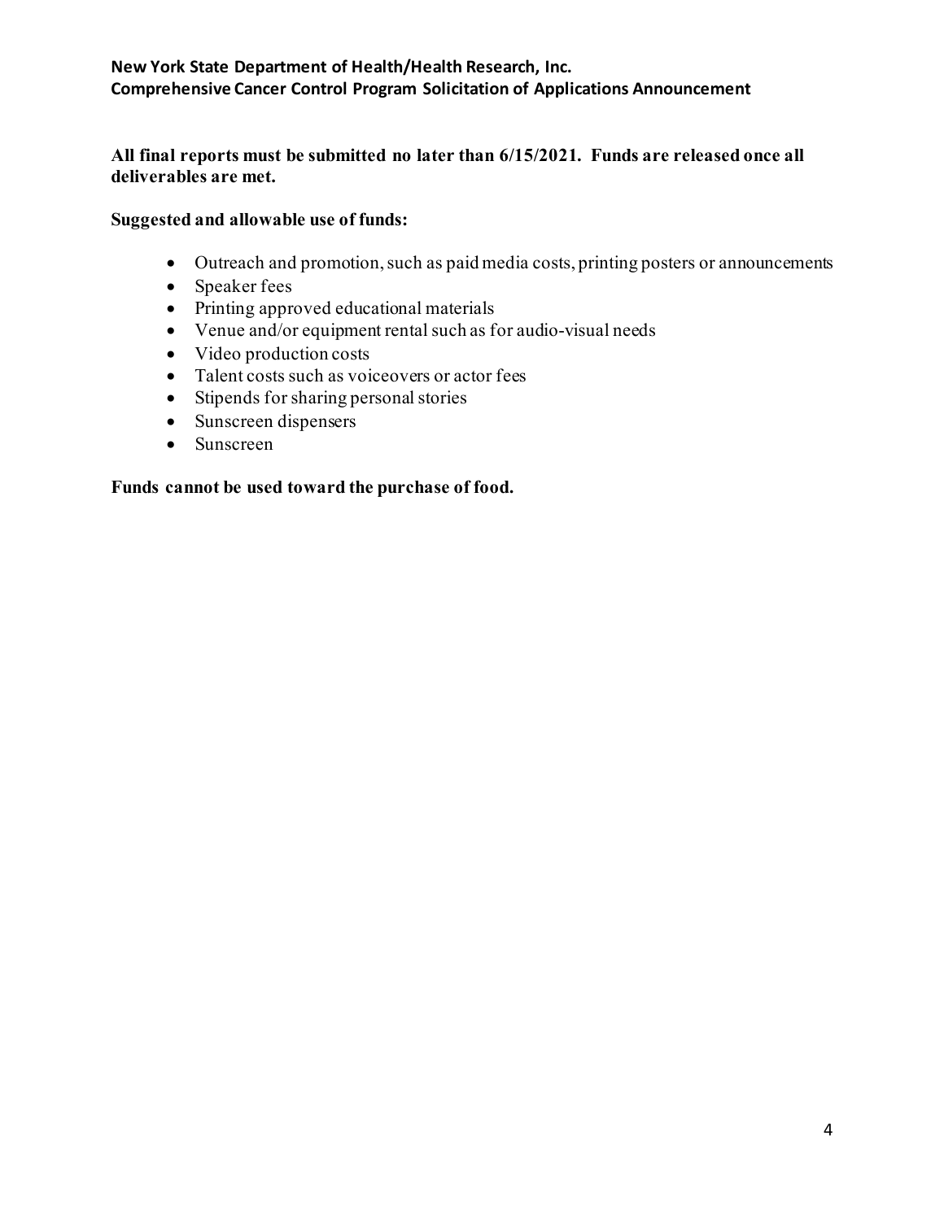**All final reports must be submitted no later than 6/15/2021. Funds are released once all deliverables are met.**

**Suggested and allowable use of funds:**

- Outreach and promotion, such as paid media costs, printing posters or announcements
- Speaker fees
- Printing approved educational materials
- Venue and/or equipment rental such as for audio-visual needs
- Video production costs
- Talent costs such as voiceovers or actor fees
- Stipends for sharing personal stories
- Sunscreen dispensers
- Sunscreen

**Funds cannot be used toward the purchase of food.**